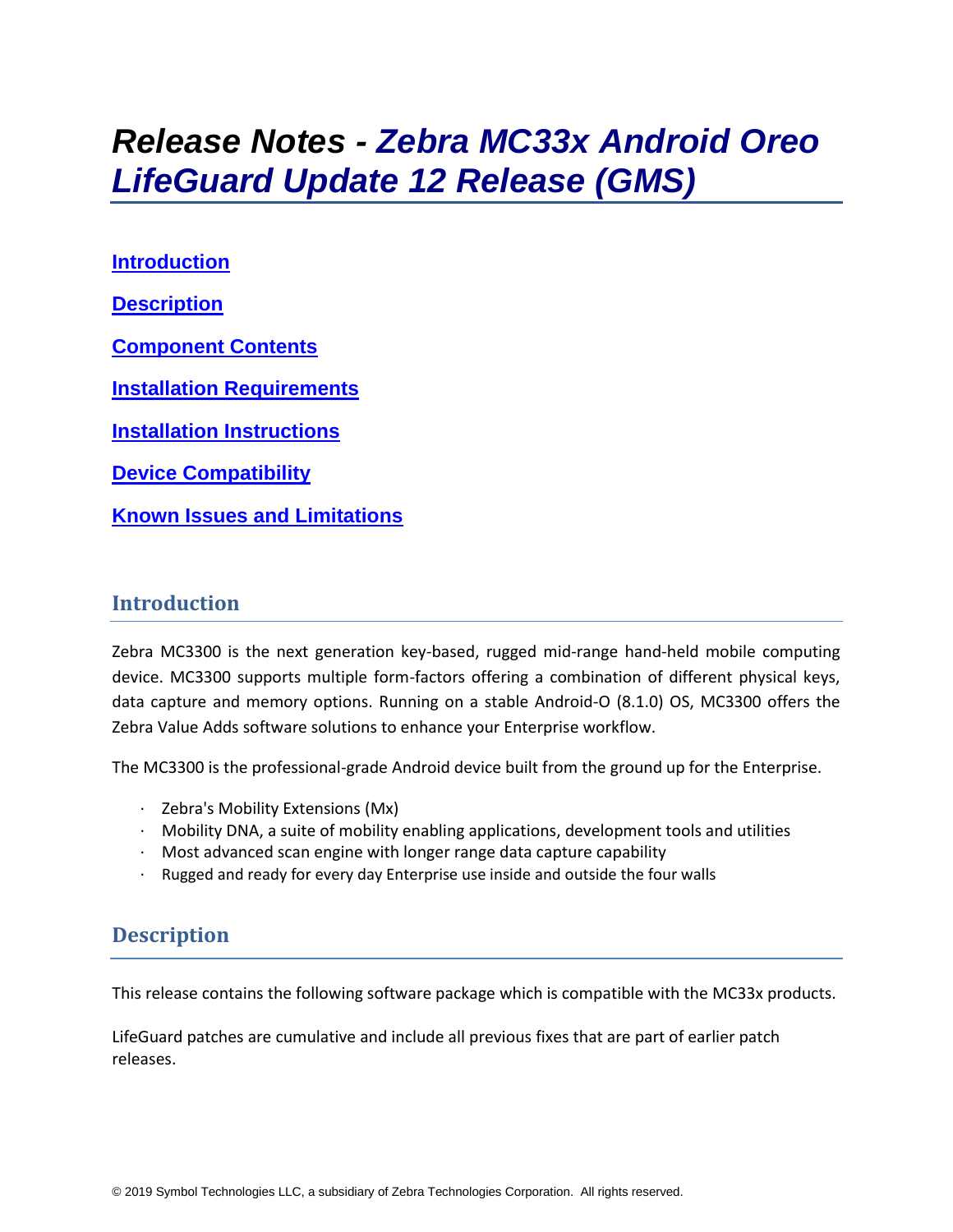# Release Notes - *Zebra MC33x Android Oreo LifeGuard Update 12 Release (GMS)*

**Introduction**

**Description**

**Component Contents**

**Installation Requirements**

**Installation Instructions**

**Device Compatibility**

**Known Issues and Limitations**

## Introduction

Zebra MC3300 is the next generation key-based, rugged mid-range hand-held mobile computing device. MC3300 supports multiple form-factors offering a combination of different physical keys, data capture and memory options. Running on a stable Android-O (8.1.0) OS, MC3300 offers the Zebra Value Adds software solutions to enhance your Enterprise workflow.

The MC3300 is the professional-grade Android device built from the ground up for the Enterprise.

- Zebra's Mobility Extensions (Mx)
- Mobility DNA, a suite of mobility enabling applications, development tools and utilities
- Most advanced scan engine with longer range data capture capability
- Rugged and ready for every day Enterprise use inside and outside the four walls

## Description

This release contains the following software package which is compatible with the MC33x products.

LifeGuard patches are cumulative and include all previous fixes that are part of earlier patch releases.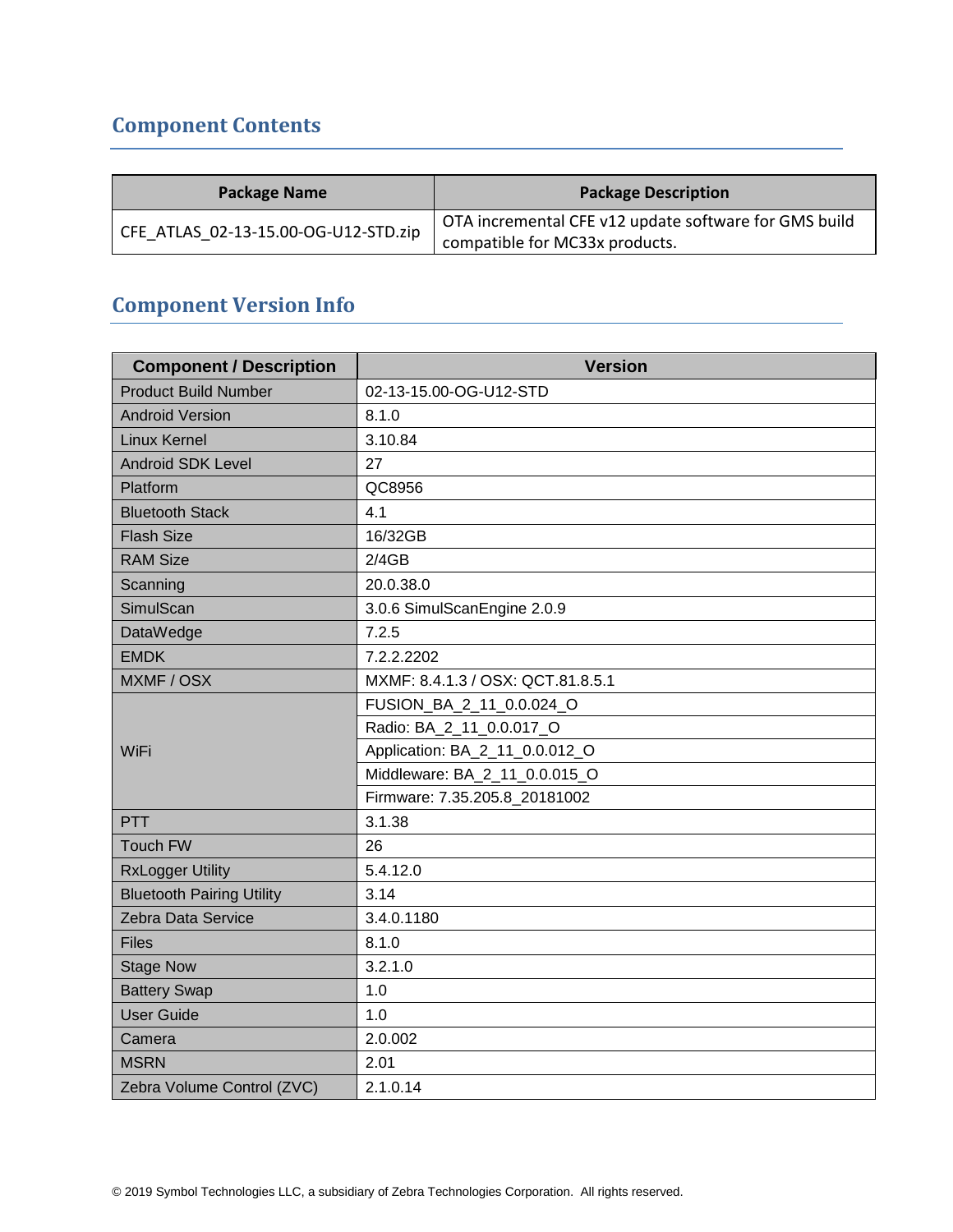## Component Contents

| Package Name | Package Description |
| --- | --- |
| CFE_ATLAS_02-13-15.00-OG-U12-STD.zip | OTA incremental CFE v12 update software for GMS build compatible for MC33x products. |

## Component Version Info

| Component / Description | Version |
| --- | --- |
| Product Build Number | 02-13-15.00-OG-U12-STD |
| Android Version | 8.1.0 |
| Linux Kernel | 3.10.84 |
| Android SDK Level | 27 |
| Platform | QC8956 |
| Bluetooth Stack | 4.1 |
| Flash Size | 16/32GB |
| RAM Size | 2/4GB |
| Scanning | 20.0.38.0 |
| SimulScan | 3.0.6 SimulScanEngine 2.0.9 |
| DataWedge | 7.2.5 |
| EMDK | 7.2.2.2202 |
| MXMF / OSX | MXMF: 8.4.1.3 / OSX: QCT.81.8.5.1 |
| WiFi | FUSION_BA_2_11_0.0.024_O |
| | Radio: BA_2_11_0.0.017_O |
| | Application: BA_2_11_0.0.012_O |
| | Middleware: BA_2_11_0.0.015_O |
| | Firmware: 7.35.205.8_20181002 |
| PTT | 3.1.38 |
| Touch FW | 26 |
| RxLogger Utility | 5.4.12.0 |
| Bluetooth Pairing Utility | 3.14 |
| Zebra Data Service | 3.4.0.1180 |
| Files | 8.1.0 |
| Stage Now | 3.2.1.0 |
| Battery Swap | 1.0 |
| User Guide | 1.0 |
| Camera | 2.0.002 |
| MSRN | 2.01 |
| Zebra Volume Control (ZVC) | 2.1.0.14 |

© 2019 Symbol Technologies LLC, a subsidiary of Zebra Technologies Corporation. All rights reserved.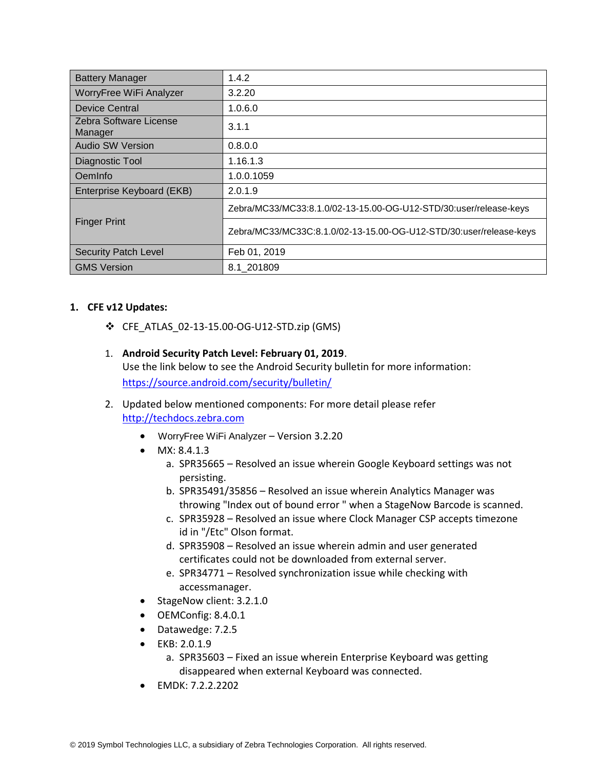| Battery Manager | 1.4.2 |
| --- | --- |
| WorryFree WiFi Analyzer | 3.2.20 |
| Device Central | 1.0.6.0 |
| Zebra Software License Manager | 3.1.1 |
| Audio SW Version | 0.8.0.0 |
| Diagnostic Tool | 1.16.1.3 |
| OemInfo | 1.0.0.1059 |
| Enterprise Keyboard (EKB) | 2.0.1.9 |
| Finger Print | Zebra/MC33/MC33:8.1.0/02-13-15.00-OG-U12-STD/30:user/release-keys |
| | Zebra/MC33/MC33C:8.1.0/02-13-15.00-OG-U12-STD/30:user/release-keys |
| Security Patch Level | Feb 01, 2019 |
| GMS Version | 8.1_201809 |

## 1. CFE v12 Updates:

❖ CFE_ATLAS_02-13-15.00-OG-U12-STD.zip (GMS)

1. **Android Security Patch Level: February 01, 2019**.
   Use the link below to see the Android Security bulletin for more information: https://source.android.com/security/bulletin/

2. Updated below mentioned components: For more detail please refer http://techdocs.zebra.com
   - WorryFree WiFi Analyzer – Version 3.2.20
   - MX: 8.4.1.3
     a. SPR35665 – Resolved an issue wherein Google Keyboard settings was not persisting.
     b. SPR35491/35856 – Resolved an issue wherein Analytics Manager was throwing "Index out of bound error " when a StageNow Barcode is scanned.
     c. SPR35928 – Resolved an issue where Clock Manager CSP accepts timezone id in "/Etc" Olson format.
     d. SPR35908 – Resolved an issue wherein admin and user generated certificates could not be downloaded from external server.
     e. SPR34771 – Resolved synchronization issue while checking with accessmanager.
   - StageNow client: 3.2.1.0
   - OEMConfig: 8.4.0.1
   - Datawedge: 7.2.5
   - EKB: 2.0.1.9
     a. SPR35603 – Fixed an issue wherein Enterprise Keyboard was getting disappeared when external Keyboard was connected.
   - EMDK: 7.2.2.2202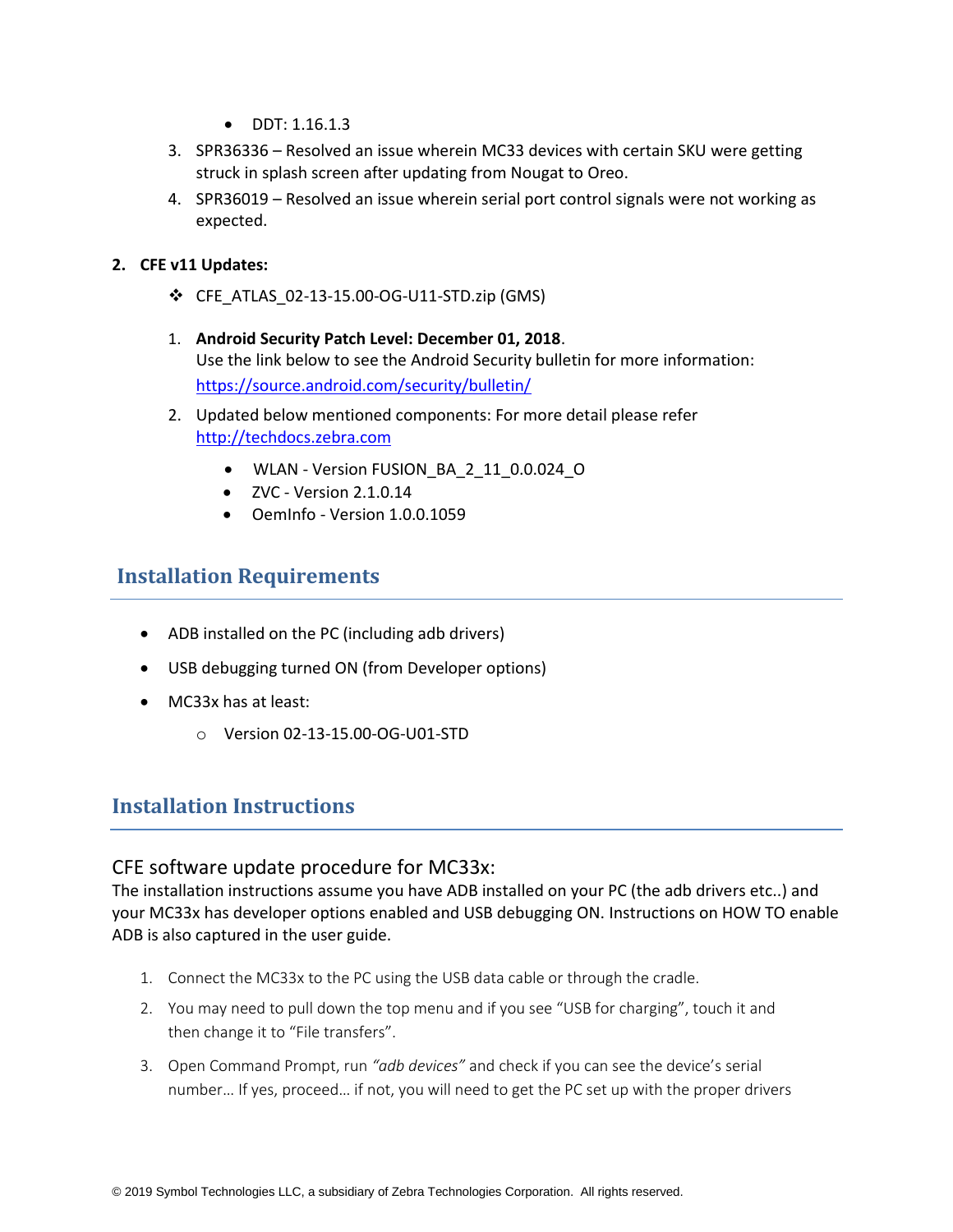- DDT: 1.16.1.3

3. SPR36336 – Resolved an issue wherein MC33 devices with certain SKU were getting struck in splash screen after updating from Nougat to Oreo.
4. SPR36019 – Resolved an issue wherein serial port control signals were not working as expected.

**2. CFE v11 Updates:**

❖ CFE_ATLAS_02-13-15.00-OG-U11-STD.zip (GMS)

1. **Android Security Patch Level: December 01, 2018**.
   Use the link below to see the Android Security bulletin for more information: https://source.android.com/security/bulletin/
2. Updated below mentioned components: For more detail please refer http://techdocs.zebra.com
   - WLAN - Version FUSION_BA_2_11_0.0.024_O
   - ZVC - Version 2.1.0.14
   - OemInfo - Version 1.0.0.1059

## Installation Requirements

- ADB installed on the PC (including adb drivers)
- USB debugging turned ON (from Developer options)
- MC33x has at least:
  - Version 02-13-15.00-OG-U01-STD

## Installation Instructions

### CFE software update procedure for MC33x:

The installation instructions assume you have ADB installed on your PC (the adb drivers etc..) and your MC33x has developer options enabled and USB debugging ON. Instructions on HOW TO enable ADB is also captured in the user guide.

1. Connect the MC33x to the PC using the USB data cable or through the cradle.
2. You may need to pull down the top menu and if you see "USB for charging", touch it and then change it to "File transfers".
3. Open Command Prompt, run *"adb devices"* and check if you can see the device's serial number… If yes, proceed… if not, you will need to get the PC set up with the proper drivers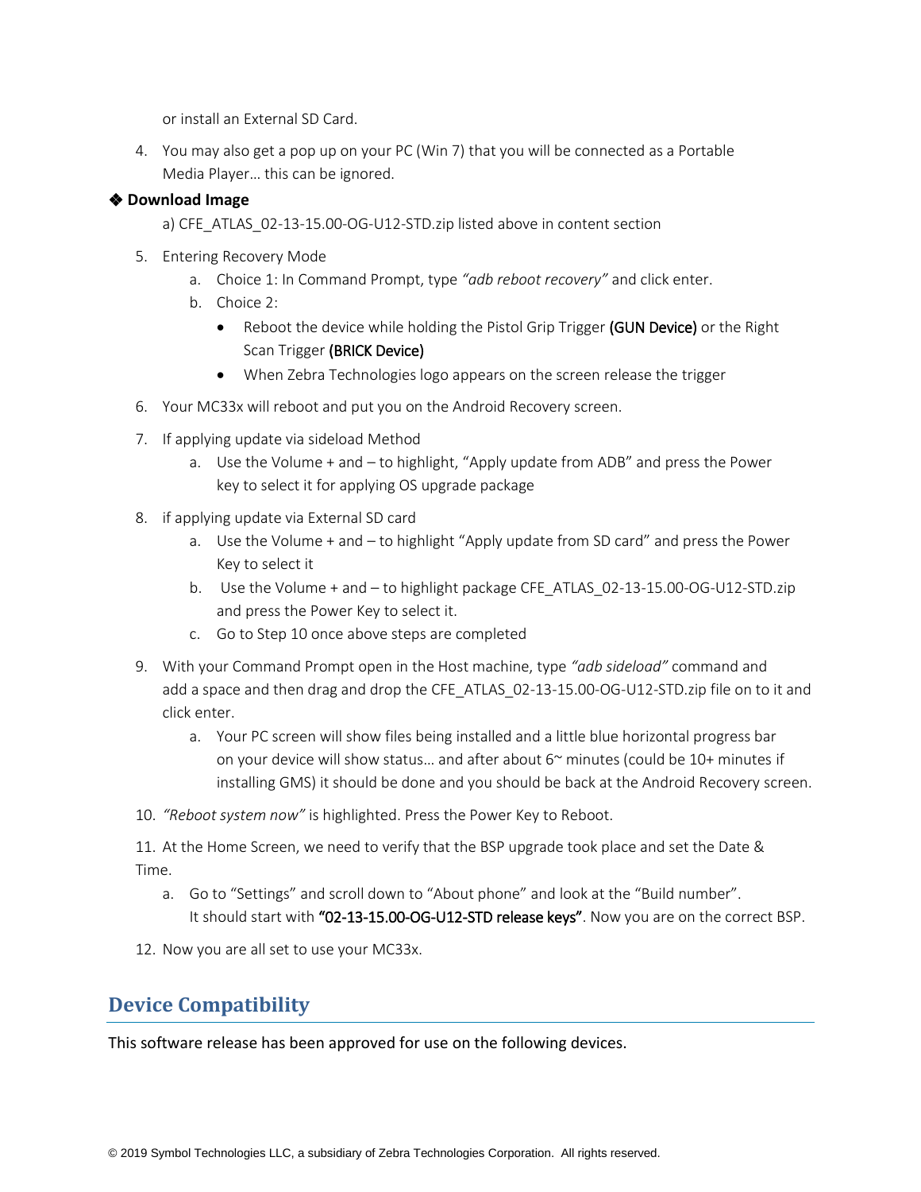or install an External SD Card.

4. You may also get a pop up on your PC (Win 7) that you will be connected as a Portable Media Player… this can be ignored.

❖ **Download Image**

a) CFE_ATLAS_02-13-15.00-OG-U12-STD.zip listed above in content section

5. Entering Recovery Mode
   a. Choice 1: In Command Prompt, type *"adb reboot recovery"* and click enter.
   b. Choice 2:
      - Reboot the device while holding the Pistol Grip Trigger (GUN Device) or the Right Scan Trigger (BRICK Device)
      - When Zebra Technologies logo appears on the screen release the trigger
6. Your MC33x will reboot and put you on the Android Recovery screen.
7. If applying update via sideload Method
   a. Use the Volume + and – to highlight, "Apply update from ADB" and press the Power key to select it for applying OS upgrade package
8. if applying update via External SD card
   a. Use the Volume + and – to highlight "Apply update from SD card" and press the Power Key to select it
   b. Use the Volume + and – to highlight package CFE_ATLAS_02-13-15.00-OG-U12-STD.zip and press the Power Key to select it.
   c. Go to Step 10 once above steps are completed
9. With your Command Prompt open in the Host machine, type *"adb sideload"* command and add a space and then drag and drop the CFE_ATLAS_02-13-15.00-OG-U12-STD.zip file on to it and click enter.
   a. Your PC screen will show files being installed and a little blue horizontal progress bar on your device will show status… and after about 6~ minutes (could be 10+ minutes if installing GMS) it should be done and you should be back at the Android Recovery screen.
10. *"Reboot system now"* is highlighted. Press the Power Key to Reboot.
11. At the Home Screen, we need to verify that the BSP upgrade took place and set the Date & Time.
    a. Go to "Settings" and scroll down to "About phone" and look at the "Build number". It should start with "02-13-15.00-OG-U12-STD release keys". Now you are on the correct BSP.
12. Now you are all set to use your MC33x.

## Device Compatibility

This software release has been approved for use on the following devices.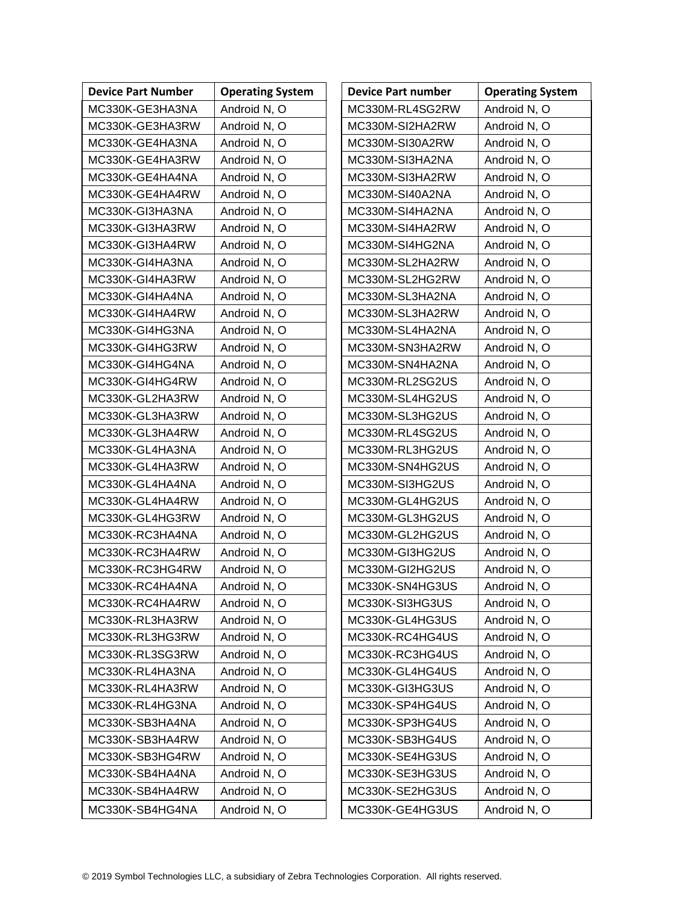| Device Part Number | Operating System |
|---|---|
| MC330K-GE3HA3NA | Android N, O |
| MC330K-GE3HA3RW | Android N, O |
| MC330K-GE4HA3NA | Android N, O |
| MC330K-GE4HA3RW | Android N, O |
| MC330K-GE4HA4NA | Android N, O |
| MC330K-GE4HA4RW | Android N, O |
| MC330K-GI3HA3NA | Android N, O |
| MC330K-GI3HA3RW | Android N, O |
| MC330K-GI3HA4RW | Android N, O |
| MC330K-GI4HA3NA | Android N, O |
| MC330K-GI4HA3RW | Android N, O |
| MC330K-GI4HA4NA | Android N, O |
| MC330K-GI4HA4RW | Android N, O |
| MC330K-GI4HG3NA | Android N, O |
| MC330K-GI4HG3RW | Android N, O |
| MC330K-GI4HG4NA | Android N, O |
| MC330K-GI4HG4RW | Android N, O |
| MC330K-GL2HA3RW | Android N, O |
| MC330K-GL3HA3RW | Android N, O |
| MC330K-GL3HA4RW | Android N, O |
| MC330K-GL4HA3NA | Android N, O |
| MC330K-GL4HA3RW | Android N, O |
| MC330K-GL4HA4NA | Android N, O |
| MC330K-GL4HA4RW | Android N, O |
| MC330K-GL4HG3RW | Android N, O |
| MC330K-RC3HA4NA | Android N, O |
| MC330K-RC3HA4RW | Android N, O |
| MC330K-RC3HG4RW | Android N, O |
| MC330K-RC4HA4NA | Android N, O |
| MC330K-RC4HA4RW | Android N, O |
| MC330K-RL3HA3RW | Android N, O |
| MC330K-RL3HG3RW | Android N, O |
| MC330K-RL3SG3RW | Android N, O |
| MC330K-RL4HA3NA | Android N, O |
| MC330K-RL4HA3RW | Android N, O |
| MC330K-RL4HG3NA | Android N, O |
| MC330K-SB3HA4NA | Android N, O |
| MC330K-SB3HA4RW | Android N, O |
| MC330K-SB3HG4RW | Android N, O |
| MC330K-SB4HA4NA | Android N, O |
| MC330K-SB4HA4RW | Android N, O |
| MC330K-SB4HG4NA | Android N, O |

| Device Part number | Operating System |
|---|---|
| MC330M-RL4SG2RW | Android N, O |
| MC330M-SI2HA2RW | Android N, O |
| MC330M-SI30A2RW | Android N, O |
| MC330M-SI3HA2NA | Android N, O |
| MC330M-SI3HA2RW | Android N, O |
| MC330M-SI40A2NA | Android N, O |
| MC330M-SI4HA2NA | Android N, O |
| MC330M-SI4HA2RW | Android N, O |
| MC330M-SI4HG2NA | Android N, O |
| MC330M-SL2HA2RW | Android N, O |
| MC330M-SL2HG2RW | Android N, O |
| MC330M-SL3HA2NA | Android N, O |
| MC330M-SL3HA2RW | Android N, O |
| MC330M-SL4HA2NA | Android N, O |
| MC330M-SN3HA2RW | Android N, O |
| MC330M-SN4HA2NA | Android N, O |
| MC330M-RL2SG2US | Android N, O |
| MC330M-SL4HG2US | Android N, O |
| MC330M-SL3HG2US | Android N, O |
| MC330M-RL4SG2US | Android N, O |
| MC330M-RL3HG2US | Android N, O |
| MC330M-SN4HG2US | Android N, O |
| MC330M-SI3HG2US | Android N, O |
| MC330M-GL4HG2US | Android N, O |
| MC330M-GL3HG2US | Android N, O |
| MC330M-GL2HG2US | Android N, O |
| MC330M-GI3HG2US | Android N, O |
| MC330M-GI2HG2US | Android N, O |
| MC330K-SN4HG3US | Android N, O |
| MC330K-SI3HG3US | Android N, O |
| MC330K-GL4HG3US | Android N, O |
| MC330K-RC4HG4US | Android N, O |
| MC330K-RC3HG4US | Android N, O |
| MC330K-GL4HG4US | Android N, O |
| MC330K-GI3HG3US | Android N, O |
| MC330K-SP4HG4US | Android N, O |
| MC330K-SP3HG4US | Android N, O |
| MC330K-SB3HG4US | Android N, O |
| MC330K-SE4HG3US | Android N, O |
| MC330K-SE3HG3US | Android N, O |
| MC330K-SE2HG3US | Android N, O |
| MC330K-GE4HG3US | Android N, O |

© 2019 Symbol Technologies LLC, a subsidiary of Zebra Technologies Corporation. All rights reserved.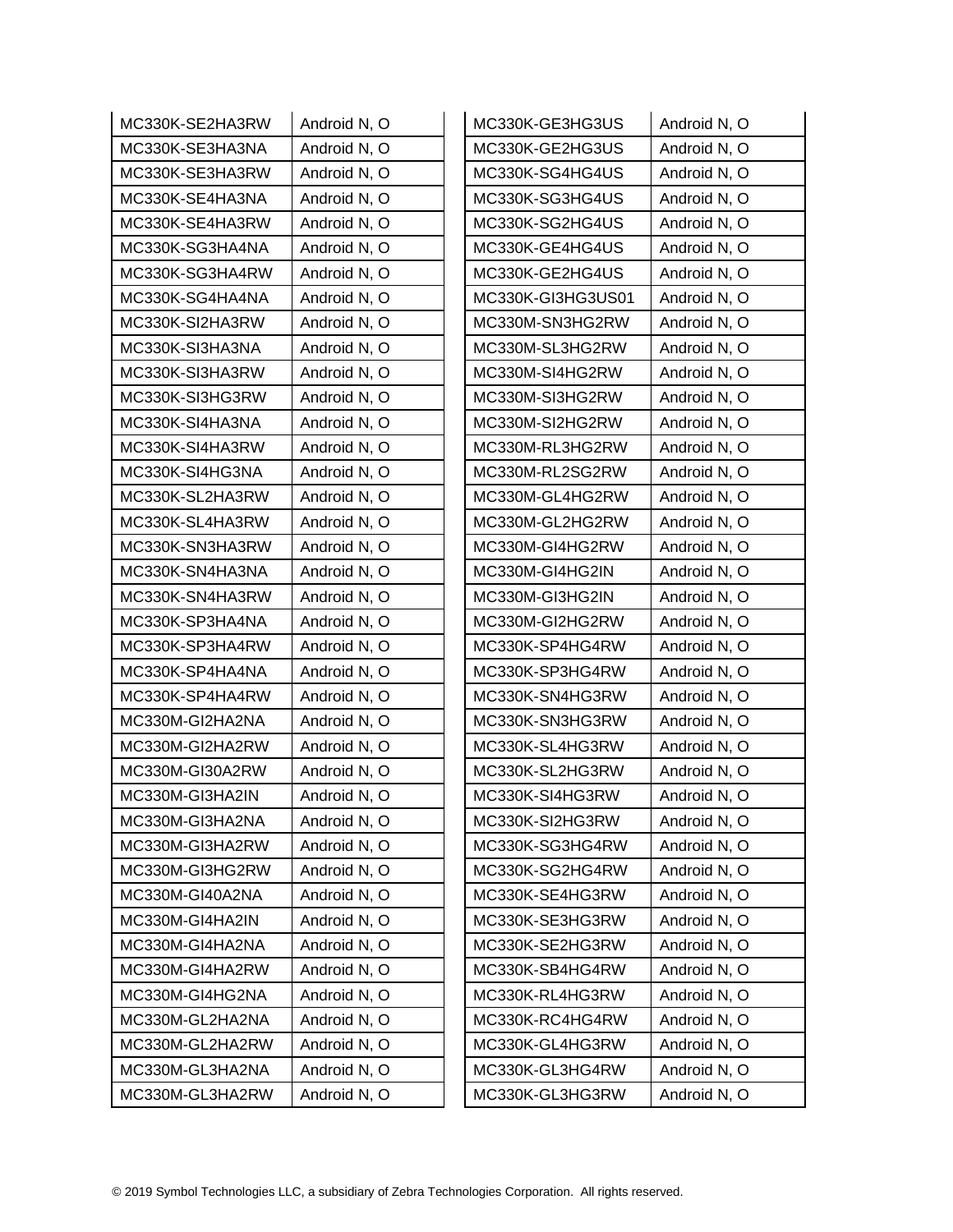| | |
|---|---|
| MC330K-SE2HA3RW | Android N, O |
| MC330K-SE3HA3NA | Android N, O |
| MC330K-SE3HA3RW | Android N, O |
| MC330K-SE4HA3NA | Android N, O |
| MC330K-SE4HA3RW | Android N, O |
| MC330K-SG3HA4NA | Android N, O |
| MC330K-SG3HA4RW | Android N, O |
| MC330K-SG4HA4NA | Android N, O |
| MC330K-SI2HA3RW | Android N, O |
| MC330K-SI3HA3NA | Android N, O |
| MC330K-SI3HA3RW | Android N, O |
| MC330K-SI3HG3RW | Android N, O |
| MC330K-SI4HA3NA | Android N, O |
| MC330K-SI4HA3RW | Android N, O |
| MC330K-SI4HG3NA | Android N, O |
| MC330K-SL2HA3RW | Android N, O |
| MC330K-SL4HA3RW | Android N, O |
| MC330K-SN3HA3RW | Android N, O |
| MC330K-SN4HA3NA | Android N, O |
| MC330K-SN4HA3RW | Android N, O |
| MC330K-SP3HA4NA | Android N, O |
| MC330K-SP3HA4RW | Android N, O |
| MC330K-SP4HA4NA | Android N, O |
| MC330K-SP4HA4RW | Android N, O |
| MC330M-GI2HA2NA | Android N, O |
| MC330M-GI2HA2RW | Android N, O |
| MC330M-GI30A2RW | Android N, O |
| MC330M-GI3HA2IN | Android N, O |
| MC330M-GI3HA2NA | Android N, O |
| MC330M-GI3HA2RW | Android N, O |
| MC330M-GI3HG2RW | Android N, O |
| MC330M-GI40A2NA | Android N, O |
| MC330M-GI4HA2IN | Android N, O |
| MC330M-GI4HA2NA | Android N, O |
| MC330M-GI4HA2RW | Android N, O |
| MC330M-GI4HG2NA | Android N, O |
| MC330M-GL2HA2NA | Android N, O |
| MC330M-GL2HA2RW | Android N, O |
| MC330M-GL3HA2NA | Android N, O |
| MC330M-GL3HA2RW | Android N, O |
| MC330K-GE3HG3US | Android N, O |
| MC330K-GE2HG3US | Android N, O |
| MC330K-SG4HG4US | Android N, O |
| MC330K-SG3HG4US | Android N, O |
| MC330K-SG2HG4US | Android N, O |
| MC330K-GE4HG4US | Android N, O |
| MC330K-GE2HG4US | Android N, O |
| MC330K-GI3HG3US01 | Android N, O |
| MC330M-SN3HG2RW | Android N, O |
| MC330M-SL3HG2RW | Android N, O |
| MC330M-SI4HG2RW | Android N, O |
| MC330M-SI3HG2RW | Android N, O |
| MC330M-SI2HG2RW | Android N, O |
| MC330M-RL3HG2RW | Android N, O |
| MC330M-RL2SG2RW | Android N, O |
| MC330M-GL4HG2RW | Android N, O |
| MC330M-GL2HG2RW | Android N, O |
| MC330M-GI4HG2RW | Android N, O |
| MC330M-GI4HG2IN | Android N, O |
| MC330M-GI3HG2IN | Android N, O |
| MC330M-GI2HG2RW | Android N, O |
| MC330K-SP4HG4RW | Android N, O |
| MC330K-SP3HG4RW | Android N, O |
| MC330K-SN4HG3RW | Android N, O |
| MC330K-SN3HG3RW | Android N, O |
| MC330K-SL4HG3RW | Android N, O |
| MC330K-SL2HG3RW | Android N, O |
| MC330K-SI4HG3RW | Android N, O |
| MC330K-SI2HG3RW | Android N, O |
| MC330K-SG3HG4RW | Android N, O |
| MC330K-SG2HG4RW | Android N, O |
| MC330K-SE4HG3RW | Android N, O |
| MC330K-SE3HG3RW | Android N, O |
| MC330K-SE2HG3RW | Android N, O |
| MC330K-SB4HG4RW | Android N, O |
| MC330K-RL4HG3RW | Android N, O |
| MC330K-RC4HG4RW | Android N, O |
| MC330K-GL4HG3RW | Android N, O |
| MC330K-GL3HG4RW | Android N, O |
| MC330K-GL3HG3RW | Android N, O |

© 2019 Symbol Technologies LLC, a subsidiary of Zebra Technologies Corporation. All rights reserved.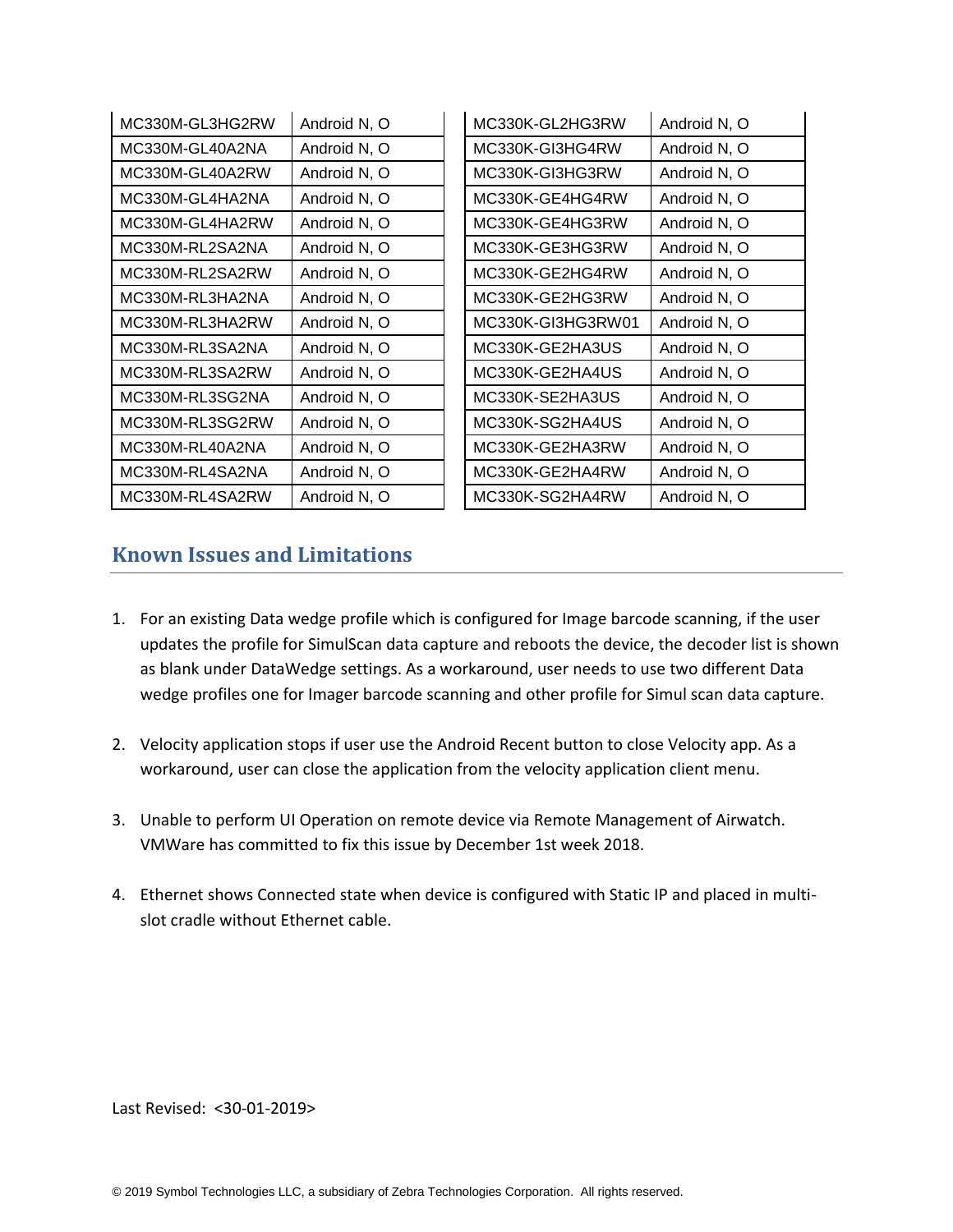| | |
|---|---|
| MC330M-GL3HG2RW | Android N, O |
| MC330M-GL40A2NA | Android N, O |
| MC330M-GL40A2RW | Android N, O |
| MC330M-GL4HA2NA | Android N, O |
| MC330M-GL4HA2RW | Android N, O |
| MC330M-RL2SA2NA | Android N, O |
| MC330M-RL2SA2RW | Android N, O |
| MC330M-RL3HA2NA | Android N, O |
| MC330M-RL3HA2RW | Android N, O |
| MC330M-RL3SA2NA | Android N, O |
| MC330M-RL3SA2RW | Android N, O |
| MC330M-RL3SG2NA | Android N, O |
| MC330M-RL3SG2RW | Android N, O |
| MC330M-RL40A2NA | Android N, O |
| MC330M-RL4SA2NA | Android N, O |
| MC330M-RL4SA2RW | Android N, O |

| | |
|---|---|
| MC330K-GL2HG3RW | Android N, O |
| MC330K-GI3HG4RW | Android N, O |
| MC330K-GI3HG3RW | Android N, O |
| MC330K-GE4HG4RW | Android N, O |
| MC330K-GE4HG3RW | Android N, O |
| MC330K-GE3HG3RW | Android N, O |
| MC330K-GE2HG4RW | Android N, O |
| MC330K-GE2HG3RW | Android N, O |
| MC330K-GI3HG3RW01 | Android N, O |
| MC330K-GE2HA3US | Android N, O |
| MC330K-GE2HA4US | Android N, O |
| MC330K-SE2HA3US | Android N, O |
| MC330K-SG2HA4US | Android N, O |
| MC330K-GE2HA3RW | Android N, O |
| MC330K-GE2HA4RW | Android N, O |
| MC330K-SG2HA4RW | Android N, O |

## Known Issues and Limitations

1. For an existing Data wedge profile which is configured for Image barcode scanning, if the user updates the profile for SimulScan data capture and reboots the device, the decoder list is shown as blank under DataWedge settings. As a workaround, user needs to use two different Data wedge profiles one for Imager barcode scanning and other profile for Simul scan data capture.

2. Velocity application stops if user use the Android Recent button to close Velocity app. As a workaround, user can close the application from the velocity application client menu.

3. Unable to perform UI Operation on remote device via Remote Management of Airwatch. VMWare has committed to fix this issue by December 1st week 2018.

4. Ethernet shows Connected state when device is configured with Static IP and placed in multi-slot cradle without Ethernet cable.

Last Revised: <30-01-2019>

© 2019 Symbol Technologies LLC, a subsidiary of Zebra Technologies Corporation. All rights reserved.